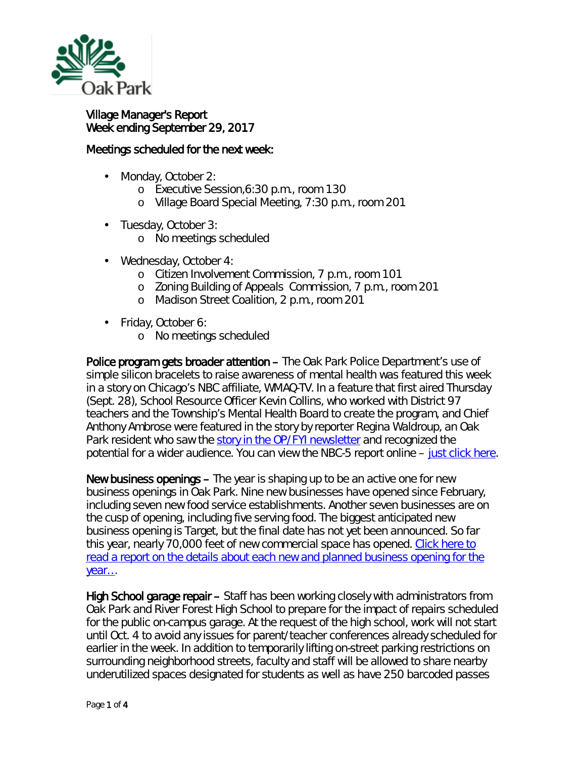Village Manager's Report
Week ending September 29, 2017

Meetings scheduled for the next week:

- Monday, October 2:
  - Executive Session,6:30 p.m., room 130
  - Village Board Special Meeting, 7:30 p.m., room 201
- Tuesday, October 3:
  - No meetings scheduled
- Wednesday, October 4:
  - Citizen Involvement Commission, 7 p.m., room 101
  - Zoning Building of Appeals Commission, 7 p.m., room 201
  - Madison Street Coalition, 2 p.m., room 201
- Friday, October 6:
  - No meetings scheduled

**Police program gets broader attention –** The Oak Park Police Department's use of simple silicon bracelets to raise awareness of mental health was featured this week in a story on Chicago's NBC affiliate, WMAQ-TV. In a feature that first aired Thursday (Sept. 28), School Resource Officer Kevin Collins, who worked with District 97 teachers and the Township's Mental Health Board to create the program, and Chief Anthony Ambrose were featured in the story by reporter Regina Waldroup, an Oak Park resident who saw the story in the OP/FYI newsletter and recognized the potential for a wider audience. You can view the NBC-5 report online – just click here.

**New business openings –** The year is shaping up to be an active one for new business openings in Oak Park. Nine new businesses have opened since February, including seven new food service establishments. Another seven businesses are on the cusp of opening, including five serving food. The biggest anticipated new business opening is Target, but the final date has not yet been announced. So far this year, nearly 70,000 feet of new commercial space has opened. Click here to read a report on the details about each new and planned business opening for the year….

**High School garage repair –** Staff has been working closely with administrators from Oak Park and River Forest High School to prepare for the impact of repairs scheduled for the public on-campus garage. At the request of the high school, work will not start until Oct. 4 to avoid any issues for parent/teacher conferences already scheduled for earlier in the week. In addition to temporarily lifting on-street parking restrictions on surrounding neighborhood streets, faculty and staff will be allowed to share nearby underutilized spaces designated for students as well as have 250 barcoded passes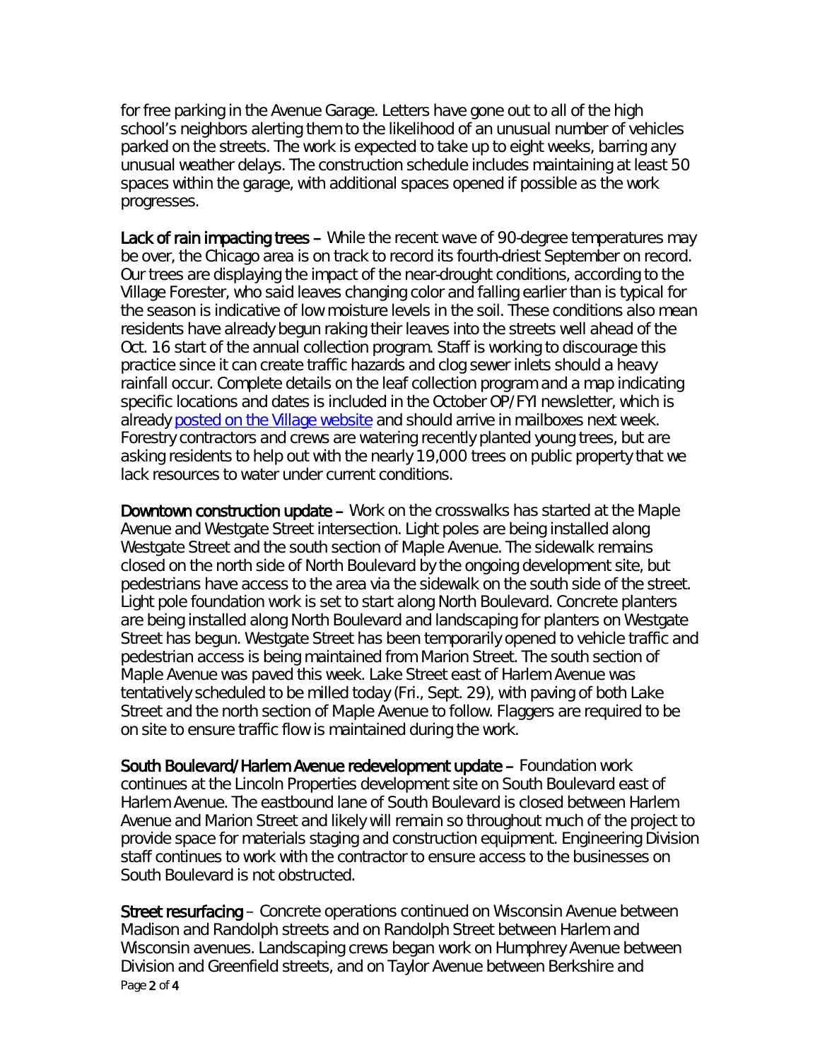for free parking in the Avenue Garage. Letters have gone out to all of the high school's neighbors alerting them to the likelihood of an unusual number of vehicles parked on the streets. The work is expected to take up to eight weeks, barring any unusual weather delays. The construction schedule includes maintaining at least 50 spaces within the garage, with additional spaces opened if possible as the work progresses.

**Lack of rain impacting trees** – While the recent wave of 90-degree temperatures may be over, the Chicago area is on track to record its fourth-driest September on record. Our trees are displaying the impact of the near-drought conditions, according to the Village Forester, who said leaves changing color and falling earlier than is typical for the season is indicative of low moisture levels in the soil. These conditions also mean residents have already begun raking their leaves into the streets well ahead of the Oct. 16 start of the annual collection program. Staff is working to discourage this practice since it can create traffic hazards and clog sewer inlets should a heavy rainfall occur. Complete details on the leaf collection program and a map indicating specific locations and dates is included in the October OP/FYI newsletter, which is already [posted on the Village website] and should arrive in mailboxes next week. Forestry contractors and crews are watering recently planted young trees, but are asking residents to help out with the nearly 19,000 trees on public property that we lack resources to water under current conditions.

**Downtown construction update** – Work on the crosswalks has started at the Maple Avenue and Westgate Street intersection. Light poles are being installed along Westgate Street and the south section of Maple Avenue. The sidewalk remains closed on the north side of North Boulevard by the ongoing development site, but pedestrians have access to the area via the sidewalk on the south side of the street. Light pole foundation work is set to start along North Boulevard. Concrete planters are being installed along North Boulevard and landscaping for planters on Westgate Street has begun. Westgate Street has been temporarily opened to vehicle traffic and pedestrian access is being maintained from Marion Street. The south section of Maple Avenue was paved this week. Lake Street east of Harlem Avenue was tentatively scheduled to be milled today (Fri., Sept. 29), with paving of both Lake Street and the north section of Maple Avenue to follow. Flaggers are required to be on site to ensure traffic flow is maintained during the work.

**South Boulevard/Harlem Avenue redevelopment update** – Foundation work continues at the Lincoln Properties development site on South Boulevard east of Harlem Avenue. The eastbound lane of South Boulevard is closed between Harlem Avenue and Marion Street and likely will remain so throughout much of the project to provide space for materials staging and construction equipment. Engineering Division staff continues to work with the contractor to ensure access to the businesses on South Boulevard is not obstructed.

**Street resurfacing** – Concrete operations continued on Wisconsin Avenue between Madison and Randolph streets and on Randolph Street between Harlem and Wisconsin avenues. Landscaping crews began work on Humphrey Avenue between Division and Greenfield streets, and on Taylor Avenue between Berkshire and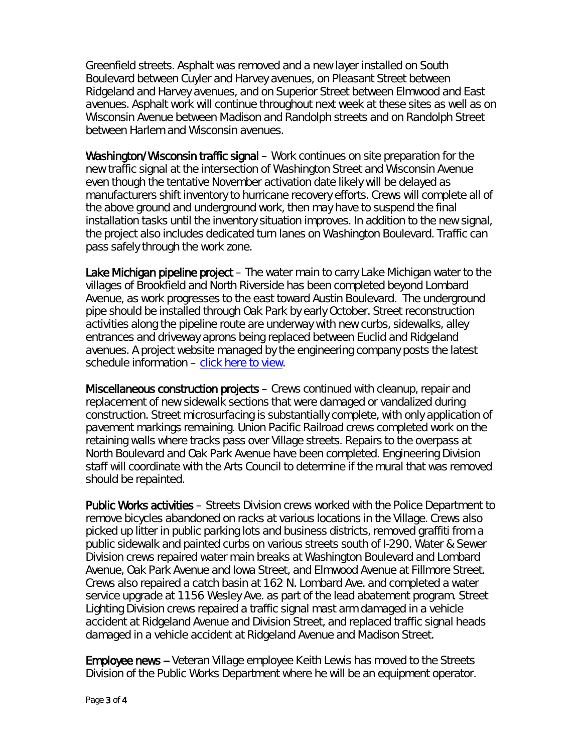Greenfield streets. Asphalt was removed and a new layer installed on South Boulevard between Cuyler and Harvey avenues, on Pleasant Street between Ridgeland and Harvey avenues, and on Superior Street between Elmwood and East avenues. Asphalt work will continue throughout next week at these sites as well as on Wisconsin Avenue between Madison and Randolph streets and on Randolph Street between Harlem and Wisconsin avenues.

**Washington/Wisconsin traffic signal** – Work continues on site preparation for the new traffic signal at the intersection of Washington Street and Wisconsin Avenue even though the tentative November activation date likely will be delayed as manufacturers shift inventory to hurricane recovery efforts. Crews will complete all of the above ground and underground work, then may have to suspend the final installation tasks until the inventory situation improves. In addition to the new signal, the project also includes dedicated turn lanes on Washington Boulevard. Traffic can pass safely through the work zone.

**Lake Michigan pipeline project** – The water main to carry Lake Michigan water to the villages of Brookfield and North Riverside has been completed beyond Lombard Avenue, as work progresses to the east toward Austin Boulevard. The underground pipe should be installed through Oak Park by early October. Street reconstruction activities along the pipeline route are underway with new curbs, sidewalks, alley entrances and driveway aprons being replaced between Euclid and Ridgeland avenues. A project website managed by the engineering company posts the latest schedule information – [click here to view](#).

**Miscellaneous construction projects** – Crews continued with cleanup, repair and replacement of new sidewalk sections that were damaged or vandalized during construction. Street microsurfacing is substantially complete, with only application of pavement markings remaining. Union Pacific Railroad crews completed work on the retaining walls where tracks pass over Village streets. Repairs to the overpass at North Boulevard and Oak Park Avenue have been completed. Engineering Division staff will coordinate with the Arts Council to determine if the mural that was removed should be repainted.

**Public Works activities** – Streets Division crews worked with the Police Department to remove bicycles abandoned on racks at various locations in the Village. Crews also picked up litter in public parking lots and business districts, removed graffiti from a public sidewalk and painted curbs on various streets south of I-290. Water & Sewer Division crews repaired water main breaks at Washington Boulevard and Lombard Avenue, Oak Park Avenue and Iowa Street, and Elmwood Avenue at Fillmore Street. Crews also repaired a catch basin at 162 N. Lombard Ave. and completed a water service upgrade at 1156 Wesley Ave. as part of the lead abatement program. Street Lighting Division crews repaired a traffic signal mast arm damaged in a vehicle accident at Ridgeland Avenue and Division Street, and replaced traffic signal heads damaged in a vehicle accident at Ridgeland Avenue and Madison Street.

**Employee news** – Veteran Village employee Keith Lewis has moved to the Streets Division of the Public Works Department where he will be an equipment operator.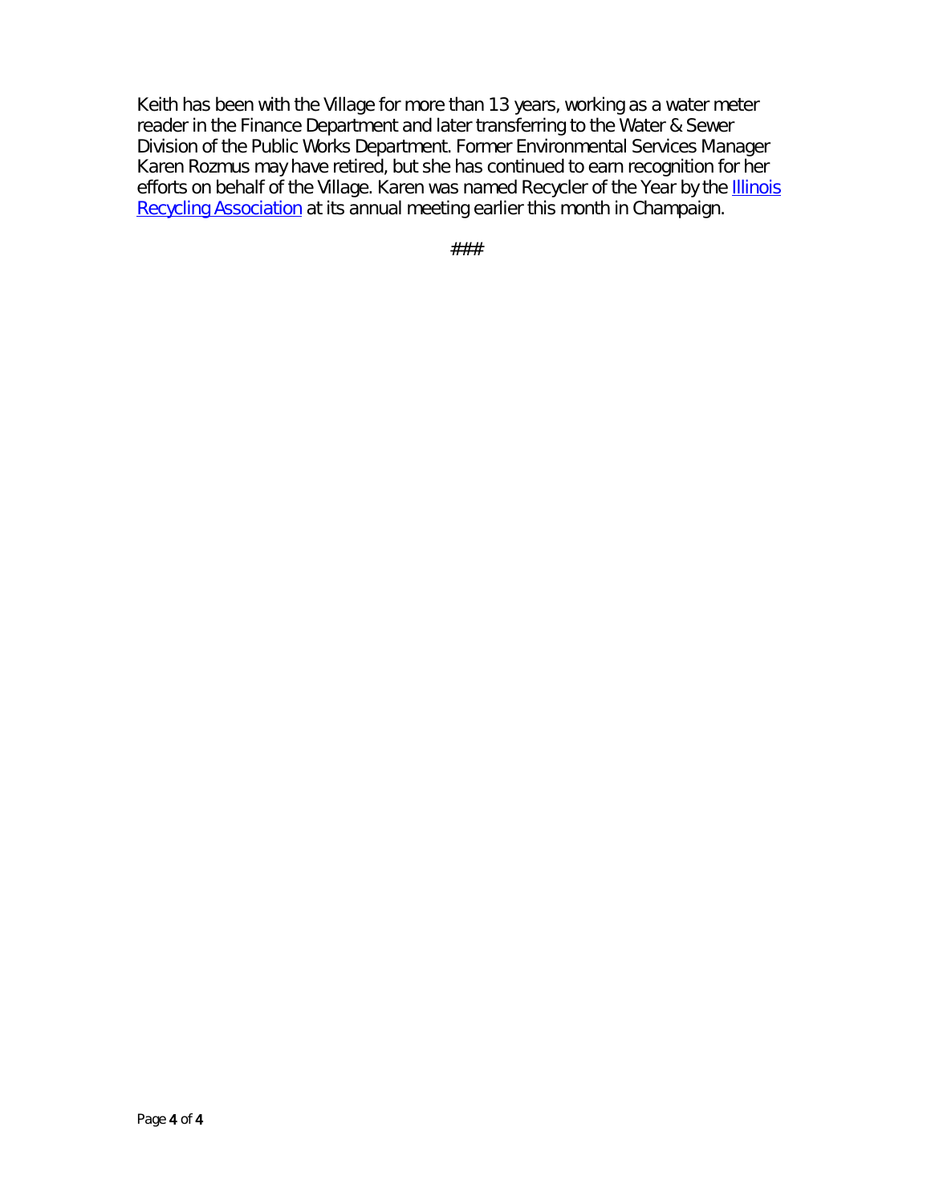Keith has been with the Village for more than 13 years, working as a water meter reader in the Finance Department and later transferring to the Water & Sewer Division of the Public Works Department. Former Environmental Services Manager Karen Rozmus may have retired, but she has continued to earn recognition for her efforts on behalf of the Village. Karen was named Recycler of the Year by the Illinois Recycling Association at its annual meeting earlier this month in Champaign.

###